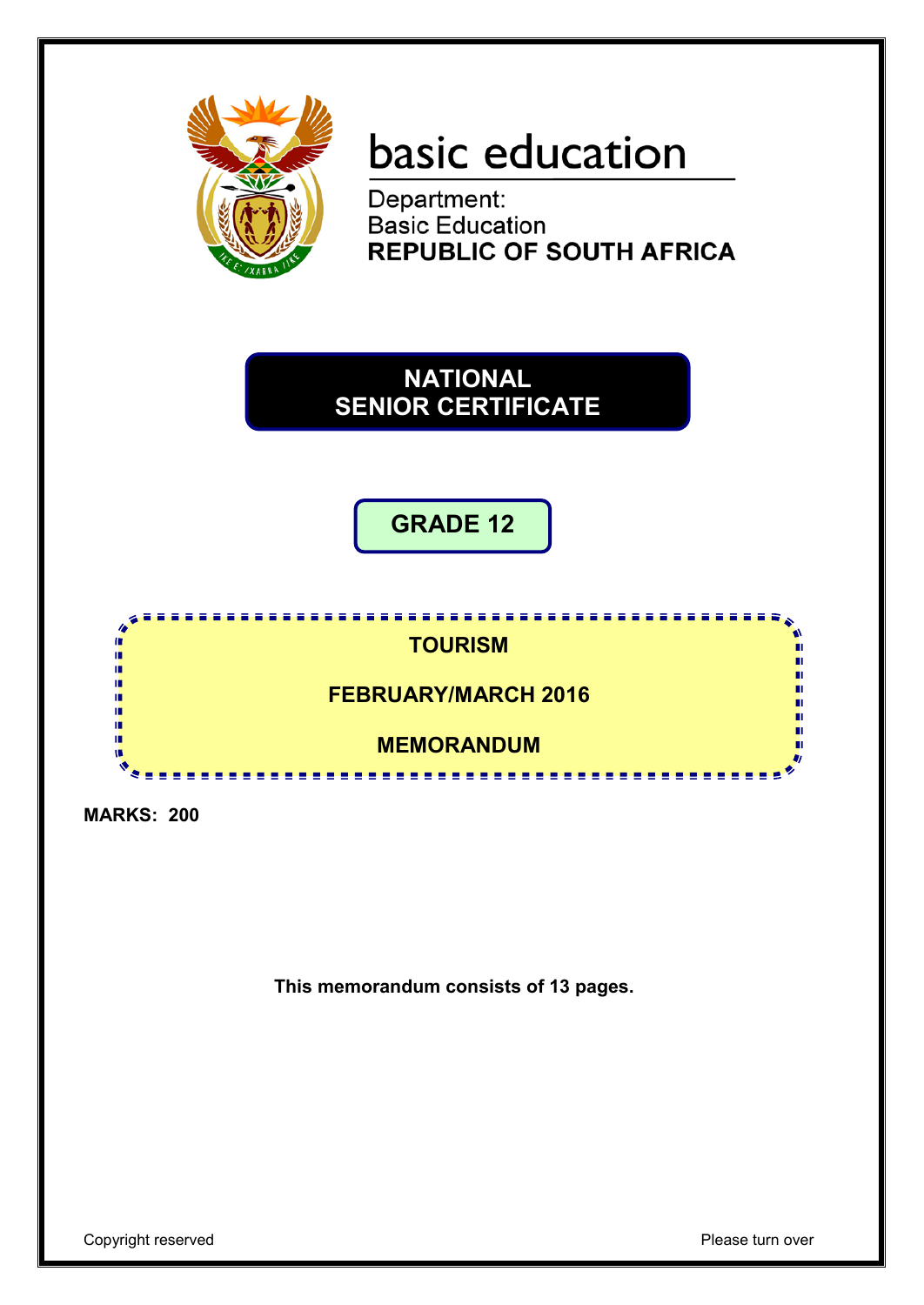basic education

Department:
Basic Education
**REPUBLIC OF SOUTH AFRICA**

# NATIONAL SENIOR CERTIFICATE

## GRADE 12

**TOURISM**

**FEBRUARY/MARCH 2016**

**MEMORANDUM**

**MARKS: 200**

**This memorandum consists of 13 pages.**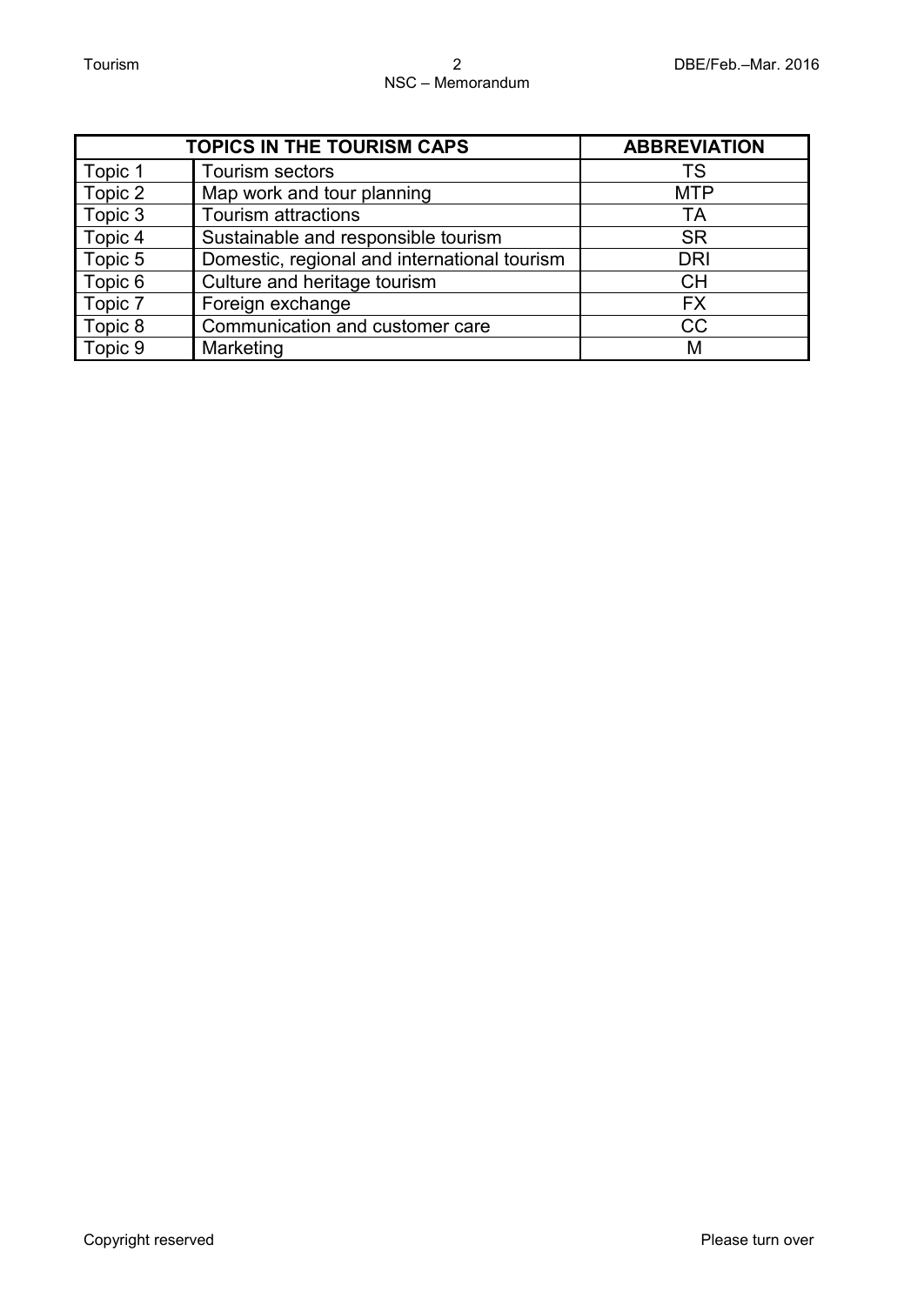| TOPICS IN THE TOURISM CAPS | | ABBREVIATION |
|---|---|---|
| Topic 1 | Tourism sectors | TS |
| Topic 2 | Map work and tour planning | MTP |
| Topic 3 | Tourism attractions | TA |
| Topic 4 | Sustainable and responsible tourism | SR |
| Topic 5 | Domestic, regional and international tourism | DRI |
| Topic 6 | Culture and heritage tourism | CH |
| Topic 7 | Foreign exchange | FX |
| Topic 8 | Communication and customer care | CC |
| Topic 9 | Marketing | M |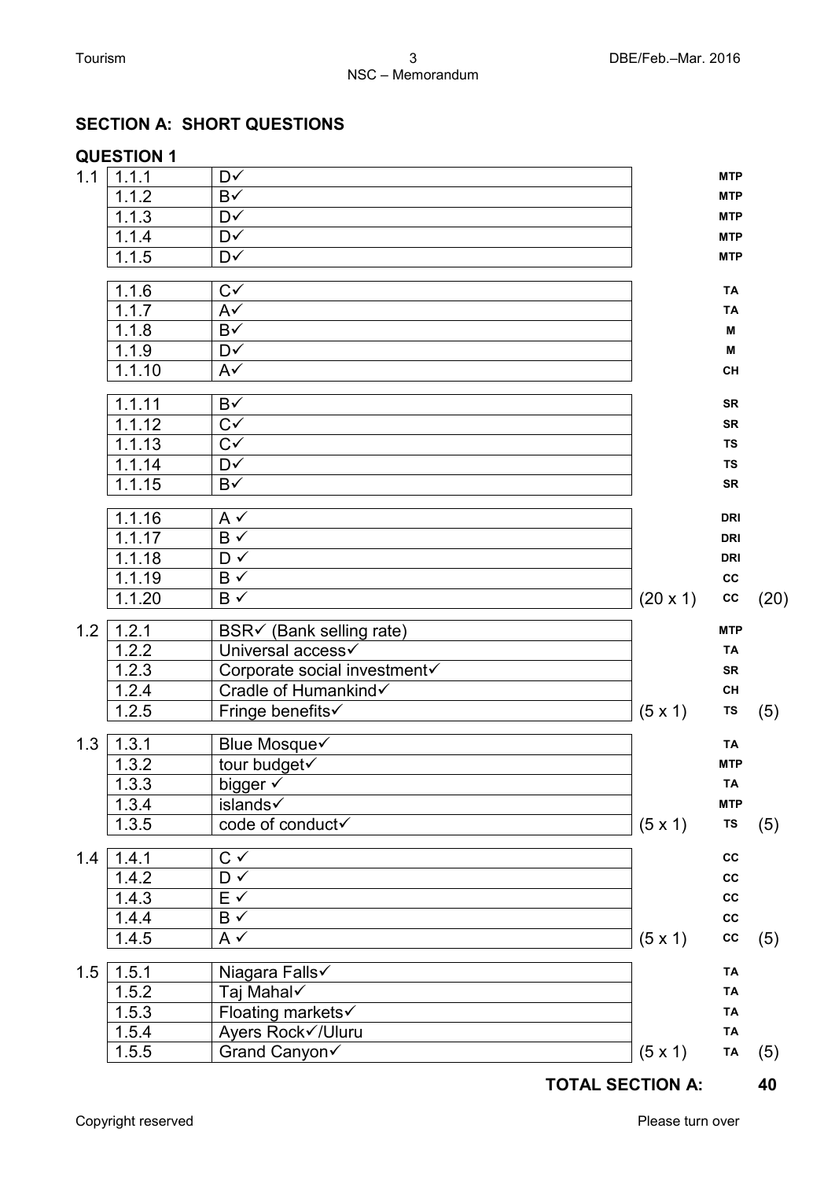## SECTION A: SHORT QUESTIONS

### QUESTION 1

| | | | | | |
|---|---|---|---|---|---|
| 1.1 | 1.1.1 | D✓ | | MTP | |
| | 1.1.2 | B✓ | | MTP | |
| | 1.1.3 | D✓ | | MTP | |
| | 1.1.4 | D✓ | | MTP | |
| | 1.1.5 | D✓ | | MTP | |
| | 1.1.6 | C✓ | | TA | |
| | 1.1.7 | A✓ | | TA | |
| | 1.1.8 | B✓ | | M | |
| | 1.1.9 | D✓ | | M | |
| | 1.1.10 | A✓ | | CH | |
| | 1.1.11 | B✓ | | SR | |
| | 1.1.12 | C✓ | | SR | |
| | 1.1.13 | C✓ | | TS | |
| | 1.1.14 | D✓ | | TS | |
| | 1.1.15 | B✓ | | SR | |
| | 1.1.16 | A ✓ | | DRI | |
| | 1.1.17 | B ✓ | | DRI | |
| | 1.1.18 | D ✓ | | DRI | |
| | 1.1.19 | B ✓ | | CC | |
| | 1.1.20 | B ✓ | (20 x 1) | CC | (20) |
| 1.2 | 1.2.1 | BSR✓ (Bank selling rate) | | MTP | |
| | 1.2.2 | Universal access✓ | | TA | |
| | 1.2.3 | Corporate social investment✓ | | SR | |
| | 1.2.4 | Cradle of Humankind✓ | | CH | |
| | 1.2.5 | Fringe benefits✓ | (5 x 1) | TS | (5) |
| 1.3 | 1.3.1 | Blue Mosque✓ | | TA | |
| | 1.3.2 | tour budget✓ | | MTP | |
| | 1.3.3 | bigger ✓ | | TA | |
| | 1.3.4 | islands✓ | | MTP | |
| | 1.3.5 | code of conduct✓ | (5 x 1) | TS | (5) |
| 1.4 | 1.4.1 | C ✓ | | CC | |
| | 1.4.2 | D ✓ | | CC | |
| | 1.4.3 | E ✓ | | CC | |
| | 1.4.4 | B ✓ | | CC | |
| | 1.4.5 | A ✓ | (5 x 1) | CC | (5) |
| 1.5 | 1.5.1 | Niagara Falls✓ | | TA | |
| | 1.5.2 | Taj Mahal✓ | | TA | |
| | 1.5.3 | Floating markets✓ | | TA | |
| | 1.5.4 | Ayers Rock✓/Uluru | | TA | |
| | 1.5.5 | Grand Canyon✓ | (5 x 1) | TA | (5) |

**TOTAL SECTION A: 40**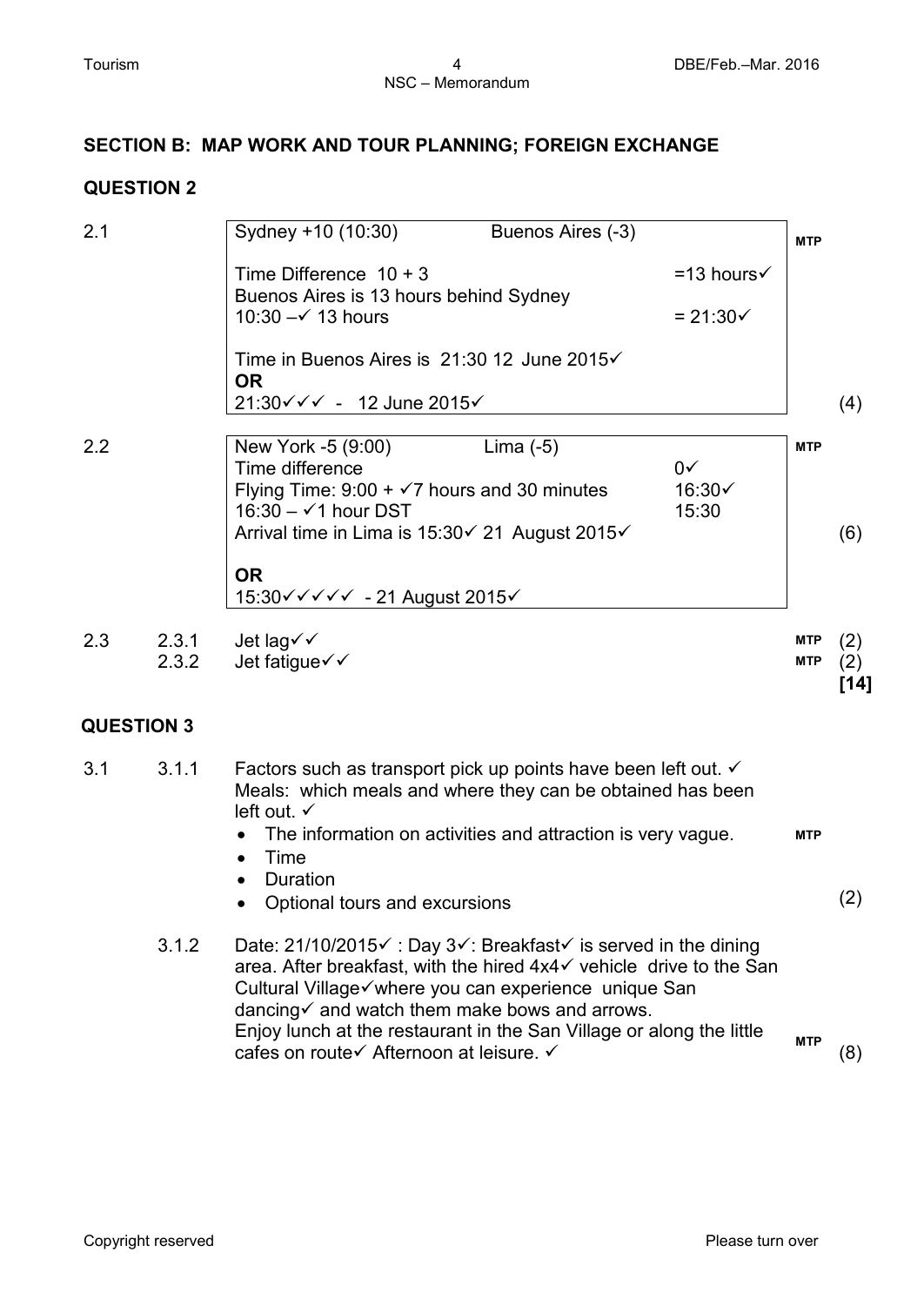## SECTION B: MAP WORK AND TOUR PLANNING; FOREIGN EXCHANGE

### QUESTION 2

**2.1**

| | | | |
|---|---|---|---|
| Sydney +10 (10:30) | Buenos Aires (-3) | | MTP |
| Time Difference 10 + 3 | | =13 hours✓ | |
| Buenos Aires is 13 hours behind Sydney | | | |
| 10:30 –✓ 13 hours | | = 21:30✓ | |
| Time in Buenos Aires is 21:30 12 June 2015✓ | | | |
| **OR** | | | |
| 21:30✓✓✓ - 12 June 2015✓ | | | (4) |

**2.2**

| | | | |
|---|---|---|---|
| New York -5 (9:00) | Lima (-5) | | MTP |
| Time difference | | 0✓ | |
| Flying Time: 9:00 + ✓7 hours and 30 minutes | | 16:30✓ | |
| 16:30 – ✓1 hour DST | | 15:30 | |
| Arrival time in Lima is 15:30✓ 21 August 2015✓ | | | (6) |
| **OR** | | | |
| 15:30✓✓✓✓✓ - 21 August 2015✓ | | | |

**2.3**

2.3.1 Jet lag✓✓ MTP (2)

2.3.2 Jet fatigue✓✓ MTP (2)

**[14]**

### QUESTION 3

**3.1**

3.1.1 Factors such as transport pick up points have been left out. ✓
Meals: which meals and where they can be obtained has been left out. ✓

- The information on activities and attraction is very vague. MTP
- Time
- Duration
- Optional tours and excursions

(2)

3.1.2 Date: 21/10/2015✓ : Day 3✓: Breakfast✓ is served in the dining area. After breakfast, with the hired 4x4✓ vehicle drive to the San Cultural Village✓where you can experience unique San dancing✓ and watch them make bows and arrows.
Enjoy lunch at the restaurant in the San Village or along the little cafes on route✓ Afternoon at leisure. ✓ MTP (8)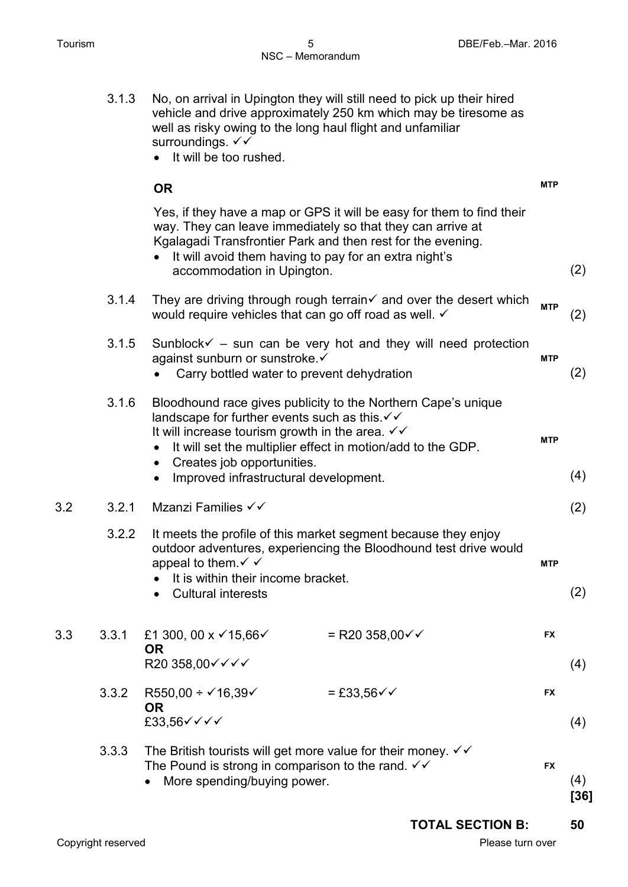3.1.3 No, on arrival in Upington they will still need to pick up their hired vehicle and drive approximately 250 km which may be tiresome as well as risky owing to the long haul flight and unfamiliar surroundings. ✓✓

- It will be too rushed.

**OR** **MTP**

Yes, if they have a map or GPS it will be easy for them to find their way. They can leave immediately so that they can arrive at Kgalagadi Transfrontier Park and then rest for the evening.

- It will avoid them having to pay for an extra night's accommodation in Upington. (2)

3.1.4 They are driving through rough terrain✓ and over the desert which would require vehicles that can go off road as well. ✓ **MTP** (2)

3.1.5 Sunblock✓ – sun can be very hot and they will need protection against sunburn or sunstroke.✓ **MTP**

- Carry bottled water to prevent dehydration (2)

3.1.6 Bloodhound race gives publicity to the Northern Cape's unique landscape for further events such as this.✓✓
It will increase tourism growth in the area. ✓✓ **MTP**

- It will set the multiplier effect in motion/add to the GDP.
- Creates job opportunities.
- Improved infrastructural development. (4)

3.2 3.2.1 Mzanzi Families ✓✓ (2)

3.2.2 It meets the profile of this market segment because they enjoy outdoor adventures, experiencing the Bloodhound test drive would appeal to them.✓ ✓ **MTP**

- It is within their income bracket.
- Cultural interests (2)

3.3 3.3.1 £1 300, 00 x ✓15,66✓ = R20 358,00✓✓ **FX**
**OR**
R20 358,00✓✓✓✓ (4)

3.3.2 R550,00 ÷ ✓16,39✓ = £33,56✓✓ **FX**
**OR**
£33,56✓✓✓✓ (4)

3.3.3 The British tourists will get more value for their money. ✓✓
The Pound is strong in comparison to the rand. ✓✓ **FX**

- More spending/buying power. (4)

**[36]**

**TOTAL SECTION B: 50**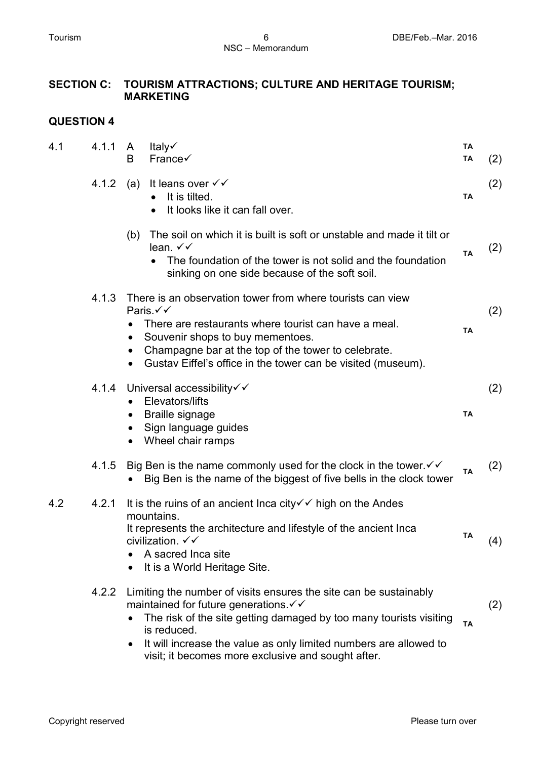## SECTION C: TOURISM ATTRACTIONS; CULTURE AND HERITAGE TOURISM; MARKETING

## QUESTION 4

**4.1**

**4.1.1**
- A Italy✓ TA
- B France✓ TA (2)

**4.1.2**

(a) It leans over ✓✓ TA (2)
- It is tilted.
- It looks like it can fall over.

(b) The soil on which it is built is soft or unstable and made it tilt or lean. ✓✓ TA (2)
- The foundation of the tower is not solid and the foundation sinking on one side because of the soft soil.

**4.1.3** There is an observation tower from where tourists can view Paris.✓✓ TA (2)
- There are restaurants where tourist can have a meal.
- Souvenir shops to buy mementoes.
- Champagne bar at the top of the tower to celebrate.
- Gustav Eiffel's office in the tower can be visited (museum).

**4.1.4** Universal accessibility✓✓ TA (2)
- Elevators/lifts
- Braille signage
- Sign language guides
- Wheel chair ramps

**4.1.5** Big Ben is the name commonly used for the clock in the tower.✓✓ TA (2)
- Big Ben is the name of the biggest of five bells in the clock tower

**4.2**

**4.2.1** It is the ruins of an ancient Inca city✓✓ high on the Andes mountains.
It represents the architecture and lifestyle of the ancient Inca civilization. ✓✓ TA (4)
- A sacred Inca site
- It is a World Heritage Site.

**4.2.2** Limiting the number of visits ensures the site can be sustainably maintained for future generations.✓✓ TA (2)
- The risk of the site getting damaged by too many tourists visiting is reduced.
- It will increase the value as only limited numbers are allowed to visit; it becomes more exclusive and sought after.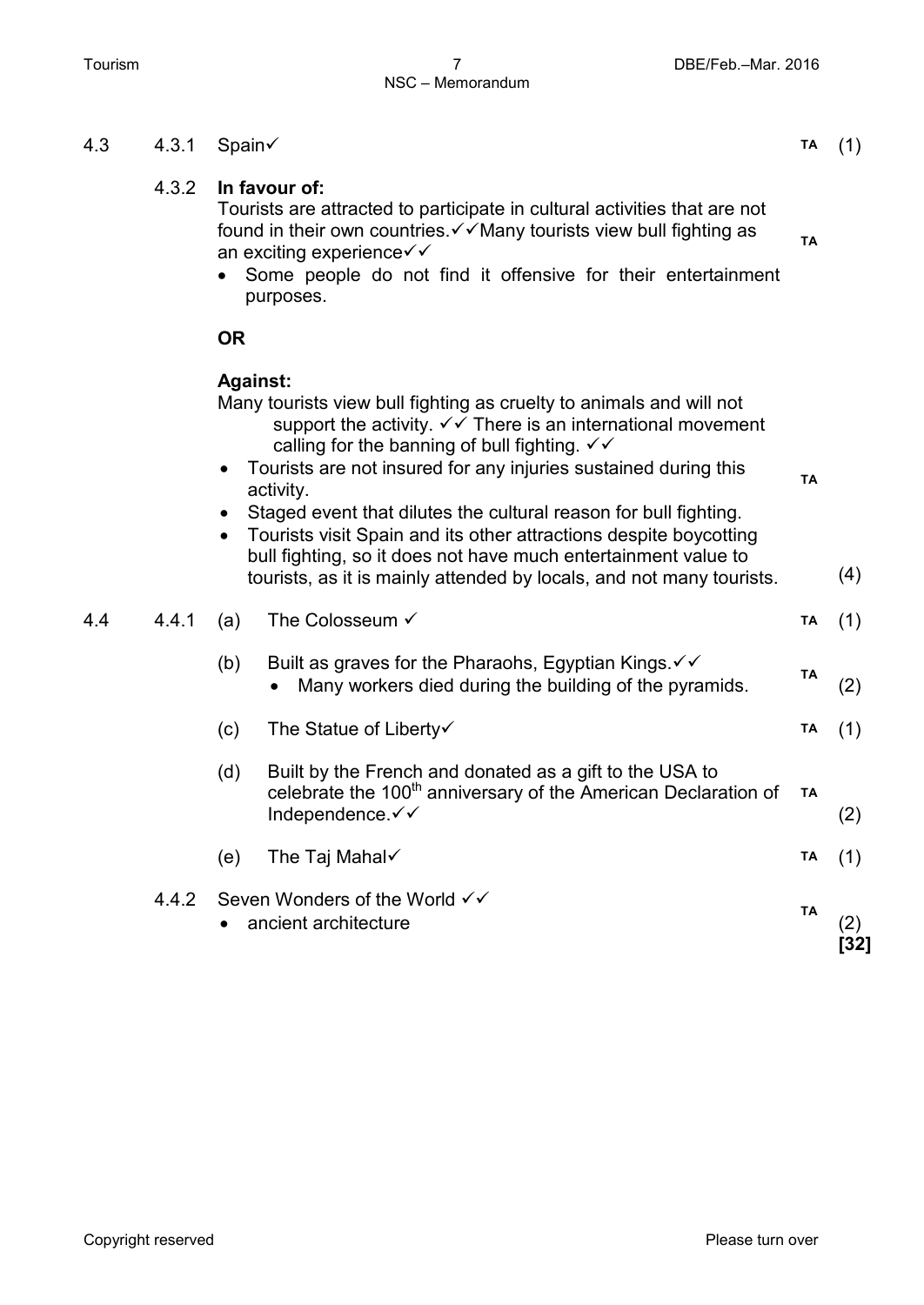4.3 4.3.1 Spain✓ TA (1)

4.3.2 **In favour of:**

Tourists are attracted to participate in cultural activities that are not found in their own countries.✓✓Many tourists view bull fighting as an exciting experience✓✓ TA

- Some people do not find it offensive for their entertainment purposes.

**OR**

**Against:**

Many tourists view bull fighting as cruelty to animals and will not support the activity. ✓✓ There is an international movement calling for the banning of bull fighting. ✓✓

- Tourists are not insured for any injuries sustained during this activity. TA
- Staged event that dilutes the cultural reason for bull fighting.
- Tourists visit Spain and its other attractions despite boycotting bull fighting, so it does not have much entertainment value to tourists, as it is mainly attended by locals, and not many tourists. (4)

4.4 4.4.1 (a) The Colosseum ✓ TA (1)

(b) Built as graves for the Pharaohs, Egyptian Kings.✓✓ TA
- Many workers died during the building of the pyramids. (2)

(c) The Statue of Liberty✓ TA (1)

(d) Built by the French and donated as a gift to the USA to celebrate the 100th anniversary of the American Declaration of Independence.✓✓ TA (2)

(e) The Taj Mahal✓ TA (1)

4.4.2 Seven Wonders of the World ✓✓ TA
- ancient architecture (2)

**[32]**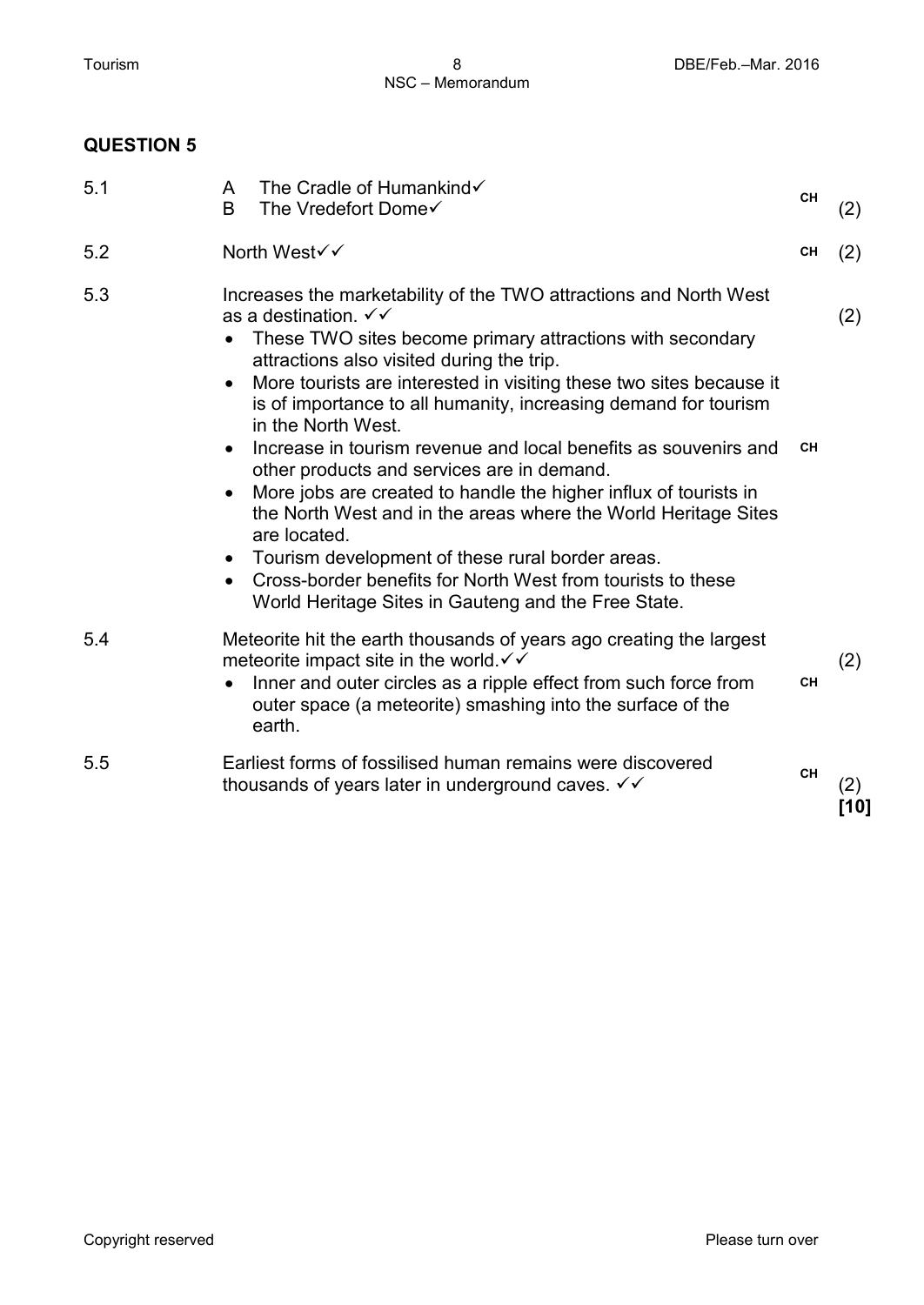## QUESTION 5

| | | | |
|---|---|---|---|
| 5.1 | A The Cradle of Humankind✓<br>B The Vredefort Dome✓ | CH | (2) |
| 5.2 | North West✓✓ | CH | (2) |
| 5.3 | Increases the marketability of the TWO attractions and North West as a destination. ✓✓<br>• These TWO sites become primary attractions with secondary attractions also visited during the trip.<br>• More tourists are interested in visiting these two sites because it is of importance to all humanity, increasing demand for tourism in the North West.<br>• Increase in tourism revenue and local benefits as souvenirs and other products and services are in demand.<br>• More jobs are created to handle the higher influx of tourists in the North West and in the areas where the World Heritage Sites are located.<br>• Tourism development of these rural border areas.<br>• Cross-border benefits for North West from tourists to these World Heritage Sites in Gauteng and the Free State. | CH | (2) |
| 5.4 | Meteorite hit the earth thousands of years ago creating the largest meteorite impact site in the world.✓✓<br>• Inner and outer circles as a ripple effect from such force from outer space (a meteorite) smashing into the surface of the earth. | CH | (2) |
| 5.5 | Earliest forms of fossilised human remains were discovered thousands of years later in underground caves. ✓✓ | CH | (2)<br>**[10]** |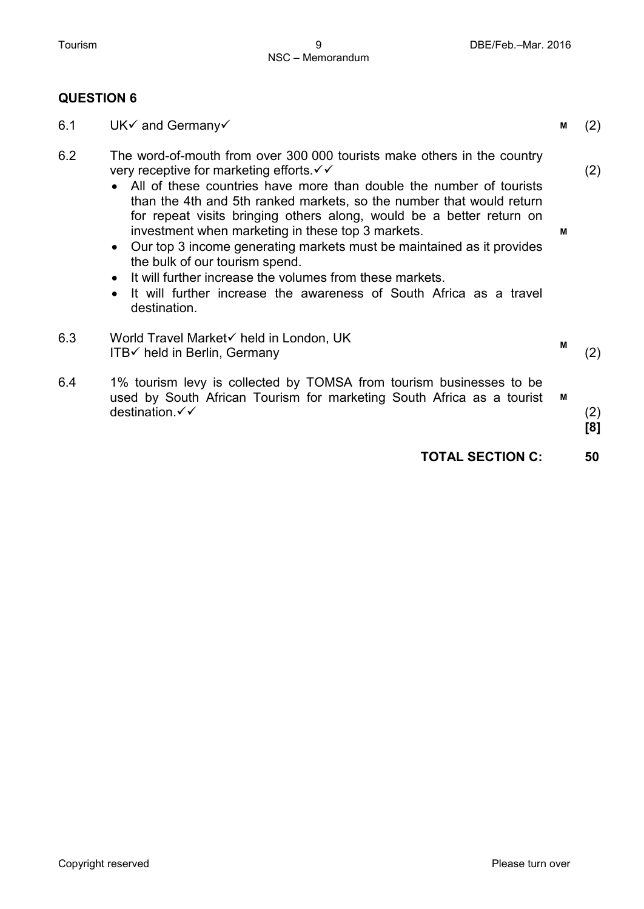## QUESTION 6

| | | | |
|---|---|---|---|
| 6.1 | UK✓ and Germany✓ | M | (2) |
| 6.2 | The word-of-mouth from over 300 000 tourists make others in the country very receptive for marketing efforts.✓✓<br>• All of these countries have more than double the number of tourists than the 4th and 5th ranked markets, so the number that would return for repeat visits bringing others along, would be a better return on investment when marketing in these top 3 markets.<br>• Our top 3 income generating markets must be maintained as it provides the bulk of our tourism spend.<br>• It will further increase the volumes from these markets.<br>• It will further increase the awareness of South Africa as a travel destination. | M | (2) |
| 6.3 | World Travel Market✓ held in London, UK<br>ITB✓ held in Berlin, Germany | M | (2) |
| 6.4 | 1% tourism levy is collected by TOMSA from tourism businesses to be used by South African Tourism for marketing South Africa as a tourist destination.✓✓ | M | (2)<br>**[8]** |

**TOTAL SECTION C: 50**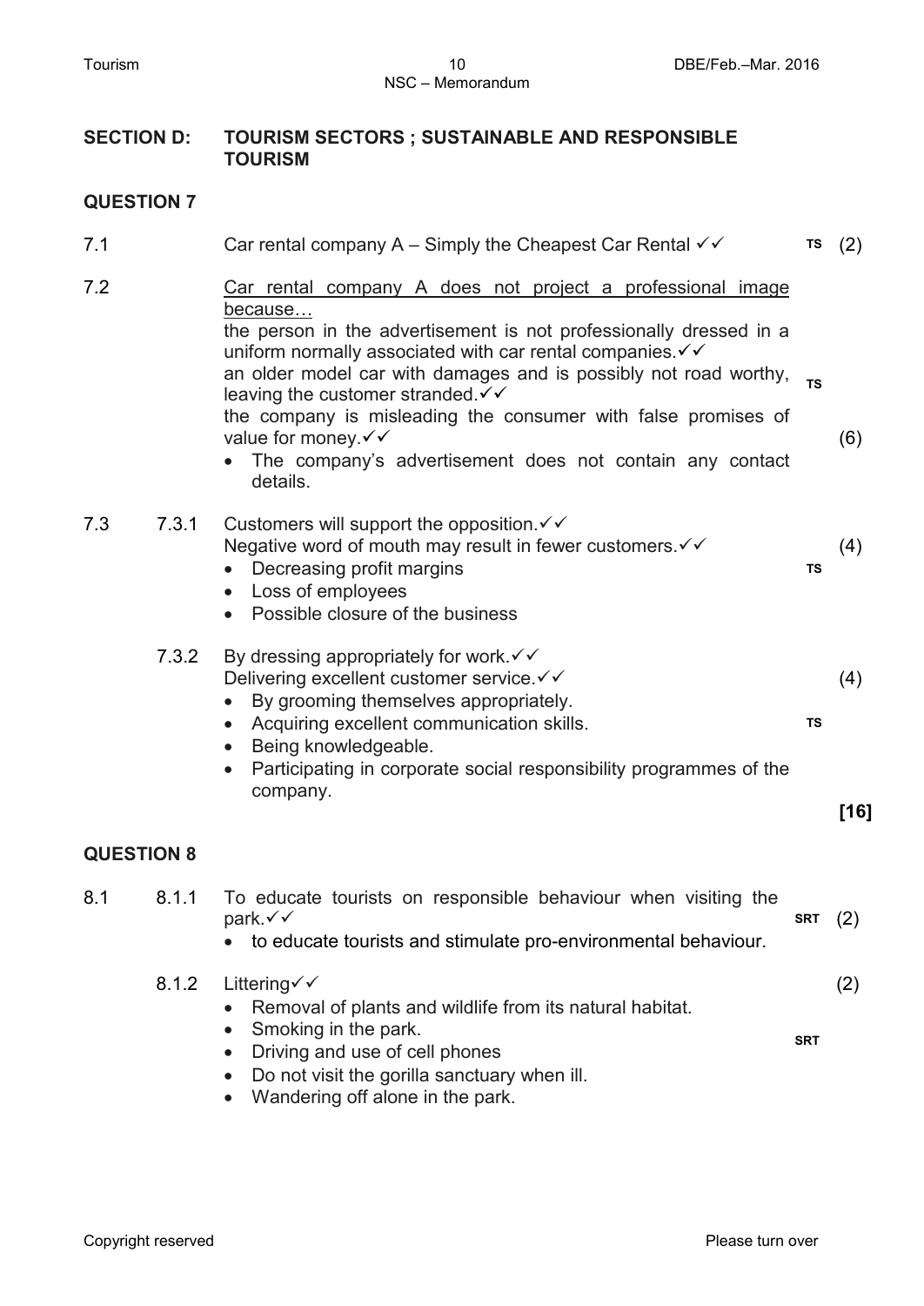## SECTION D: TOURISM SECTORS ; SUSTAINABLE AND RESPONSIBLE TOURISM

### QUESTION 7

7.1 Car rental company A – Simply the Cheapest Car Rental ✓✓ **TS** (2)

7.2 <u>Car rental company A does not project a professional image because…</u>

the person in the advertisement is not professionally dressed in a uniform normally associated with car rental companies.✓✓

an older model car with damages and is possibly not road worthy, leaving the customer stranded.✓✓

the company is misleading the consumer with false promises of value for money.✓✓

- The company's advertisement does not contain any contact details.

**TS** (6)

7.3 7.3.1 Customers will support the opposition.✓✓

Negative word of mouth may result in fewer customers.✓✓

- Decreasing profit margins
- Loss of employees
- Possible closure of the business

**TS** (4)

7.3.2 By dressing appropriately for work.✓✓

Delivering excellent customer service.✓✓

- By grooming themselves appropriately.
- Acquiring excellent communication skills.
- Being knowledgeable.
- Participating in corporate social responsibility programmes of the company.

**TS** (4)

**[16]**

### QUESTION 8

8.1 8.1.1 To educate tourists on responsible behaviour when visiting the park.✓✓

- to educate tourists and stimulate pro-environmental behaviour.

**SRT** (2)

8.1.2 Littering✓✓

- Removal of plants and wildlife from its natural habitat.
- Smoking in the park.
- Driving and use of cell phones
- Do not visit the gorilla sanctuary when ill.
- Wandering off alone in the park.

**SRT** (2)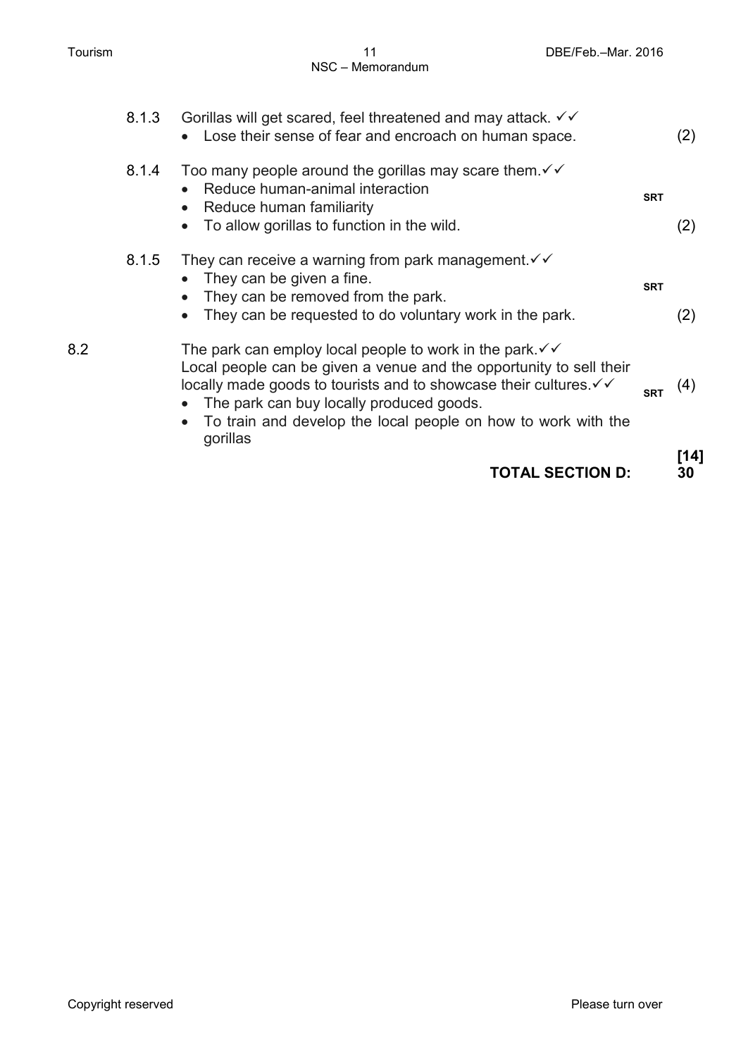8.1.3 Gorillas will get scared, feel threatened and may attack. ✓✓
- Lose their sense of fear and encroach on human space. (2)

8.1.4 Too many people around the gorillas may scare them.✓✓
- Reduce human-animal interaction
- Reduce human familiarity
- To allow gorillas to function in the wild.

**SRT** (2)

8.1.5 They can receive a warning from park management.✓✓
- They can be given a fine.
- They can be removed from the park.
- They can be requested to do voluntary work in the park.

**SRT** (2)

8.2 The park can employ local people to work in the park.✓✓
Local people can be given a venue and the opportunity to sell their locally made goods to tourists and to showcase their cultures.✓✓
- The park can buy locally produced goods.
- To train and develop the local people on how to work with the gorillas

**SRT** (4)

**[14]**

**TOTAL SECTION D: 30**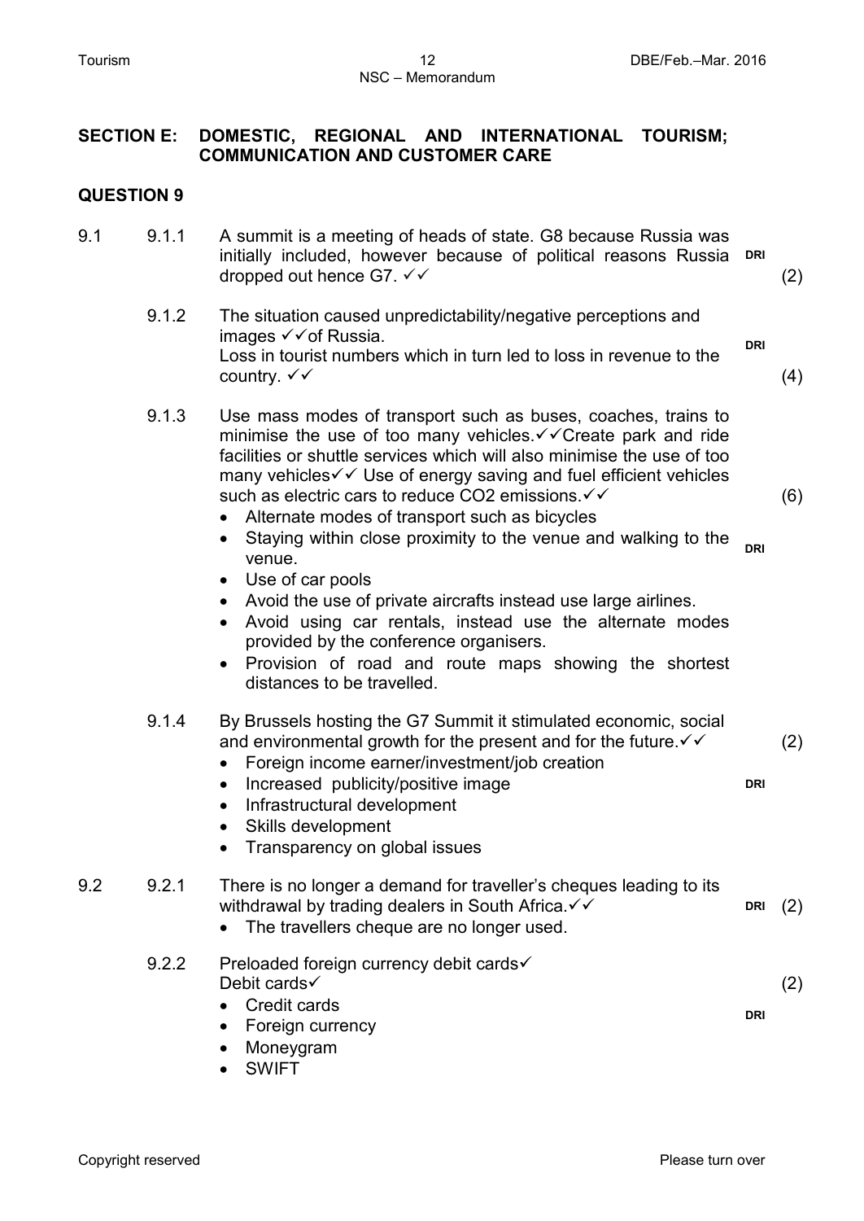## SECTION E: DOMESTIC, REGIONAL AND INTERNATIONAL TOURISM; COMMUNICATION AND CUSTOMER CARE

## QUESTION 9

9.1

9.1.1 A summit is a meeting of heads of state. G8 because Russia was initially included, however because of political reasons Russia dropped out hence G7. ✓✓ **DRI** (2)

9.1.2 The situation caused unpredictability/negative perceptions and images ✓✓of Russia.
Loss in tourist numbers which in turn led to loss in revenue to the country. ✓✓ **DRI** (4)

9.1.3 Use mass modes of transport such as buses, coaches, trains to minimise the use of too many vehicles.✓✓Create park and ride facilities or shuttle services which will also minimise the use of too many vehicles✓✓ Use of energy saving and fuel efficient vehicles such as electric cars to reduce $CO_2$ emissions.✓✓ (6)

- Alternate modes of transport such as bicycles
- Staying within close proximity to the venue and walking to the venue.
- Use of car pools
- Avoid the use of private aircrafts instead use large airlines.
- Avoid using car rentals, instead use the alternate modes provided by the conference organisers.
- Provision of road and route maps showing the shortest distances to be travelled.

**DRI**

9.1.4 By Brussels hosting the G7 Summit it stimulated economic, social and environmental growth for the present and for the future.✓✓ (2)

- Foreign income earner/investment/job creation
- Increased publicity/positive image
- Infrastructural development
- Skills development
- Transparency on global issues

**DRI**

9.2

9.2.1 There is no longer a demand for traveller's cheques leading to its withdrawal by trading dealers in South Africa.✓✓ **DRI** (2)

- The travellers cheque are no longer used.

9.2.2 Preloaded foreign currency debit cards✓
Debit cards✓ (2)

- Credit cards
- Foreign currency
- Moneygram
- SWIFT

**DRI**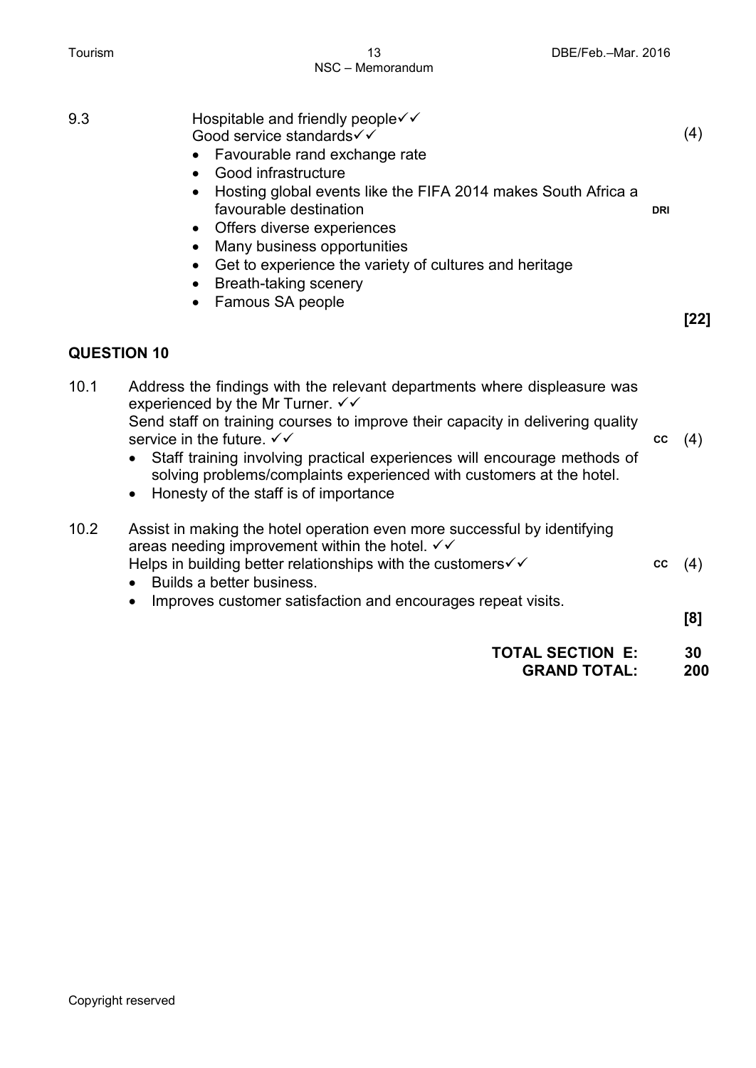9.3 Hospitable and friendly people✓✓
Good service standards✓✓ (4)

- Favourable rand exchange rate
- Good infrastructure
- Hosting global events like the FIFA 2014 makes South Africa a favourable destination **DRI**
- Offers diverse experiences
- Many business opportunities
- Get to experience the variety of cultures and heritage
- Breath-taking scenery
- Famous SA people

**[22]**

## QUESTION 10

10.1 Address the findings with the relevant departments where displeasure was experienced by the Mr Turner. ✓✓
Send staff on training courses to improve their capacity in delivering quality service in the future. ✓✓ **CC** (4)

- Staff training involving practical experiences will encourage methods of solving problems/complaints experienced with customers at the hotel.
- Honesty of the staff is of importance

10.2 Assist in making the hotel operation even more successful by identifying areas needing improvement within the hotel. ✓✓
Helps in building better relationships with the customers✓✓ **CC** (4)

- Builds a better business.
- Improves customer satisfaction and encourages repeat visits.

**[8]**

**TOTAL SECTION E: 30**
**GRAND TOTAL: 200**